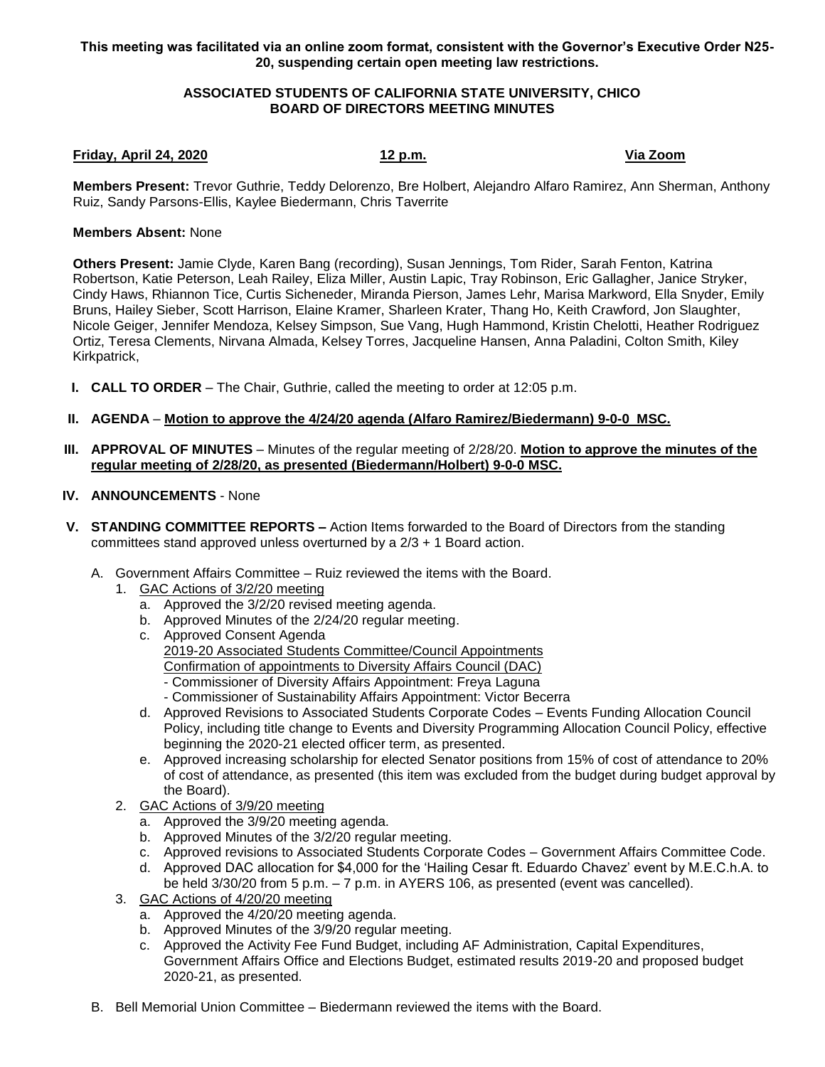**This meeting was facilitated via an online zoom format, consistent with the Governor's Executive Order N25-20, suspending certain open meeting law restrictions.**

**ASSOCIATED STUDENTS OF CALIFORNIA STATE UNIVERSITY, CHICO**
**BOARD OF DIRECTORS MEETING MINUTES**

**Friday, April 24, 2020** **12 p.m.** **Via Zoom**

**Members Present:** Trevor Guthrie, Teddy Delorenzo, Bre Holbert, Alejandro Alfaro Ramirez, Ann Sherman, Anthony Ruiz, Sandy Parsons-Ellis, Kaylee Biedermann, Chris Taverrite

**Members Absent:** None

**Others Present:** Jamie Clyde, Karen Bang (recording), Susan Jennings, Tom Rider, Sarah Fenton, Katrina Robertson, Katie Peterson, Leah Railey, Eliza Miller, Austin Lapic, Tray Robinson, Eric Gallagher, Janice Stryker, Cindy Haws, Rhiannon Tice, Curtis Sicheneder, Miranda Pierson, James Lehr, Marisa Markword, Ella Snyder, Emily Bruns, Hailey Sieber, Scott Harrison, Elaine Kramer, Sharleen Krater, Thang Ho, Keith Crawford, Jon Slaughter, Nicole Geiger, Jennifer Mendoza, Kelsey Simpson, Sue Vang, Hugh Hammond, Kristin Chelotti, Heather Rodriguez Ortiz, Teresa Clements, Nirvana Almada, Kelsey Torres, Jacqueline Hansen, Anna Paladini, Colton Smith, Kiley Kirkpatrick,

**I. CALL TO ORDER** – The Chair, Guthrie, called the meeting to order at 12:05 p.m.

**II. AGENDA** – **Motion to approve the 4/24/20 agenda (Alfaro Ramirez/Biedermann) 9-0-0 MSC.**

**III. APPROVAL OF MINUTES** – Minutes of the regular meeting of 2/28/20. **Motion to approve the minutes of the regular meeting of 2/28/20, as presented (Biedermann/Holbert) 9-0-0 MSC.**

**IV. ANNOUNCEMENTS** - None

**V. STANDING COMMITTEE REPORTS –** Action Items forwarded to the Board of Directors from the standing committees stand approved unless overturned by a 2/3 + 1 Board action.

A. Government Affairs Committee – Ruiz reviewed the items with the Board.

1. GAC Actions of 3/2/20 meeting
   a. Approved the 3/2/20 revised meeting agenda.
   b. Approved Minutes of the 2/24/20 regular meeting.
   c. Approved Consent Agenda
      2019-20 Associated Students Committee/Council Appointments
      Confirmation of appointments to Diversity Affairs Council (DAC)
      - Commissioner of Diversity Affairs Appointment: Freya Laguna
      - Commissioner of Sustainability Affairs Appointment: Victor Becerra
   d. Approved Revisions to Associated Students Corporate Codes – Events Funding Allocation Council Policy, including title change to Events and Diversity Programming Allocation Council Policy, effective beginning the 2020-21 elected officer term, as presented.
   e. Approved increasing scholarship for elected Senator positions from 15% of cost of attendance to 20% of cost of attendance, as presented (this item was excluded from the budget during budget approval by the Board).
2. GAC Actions of 3/9/20 meeting
   a. Approved the 3/9/20 meeting agenda.
   b. Approved Minutes of the 3/2/20 regular meeting.
   c. Approved revisions to Associated Students Corporate Codes – Government Affairs Committee Code.
   d. Approved DAC allocation for $4,000 for the 'Hailing Cesar ft. Eduardo Chavez' event by M.E.C.h.A. to be held 3/30/20 from 5 p.m. – 7 p.m. in AYERS 106, as presented (event was cancelled).
3. GAC Actions of 4/20/20 meeting
   a. Approved the 4/20/20 meeting agenda.
   b. Approved Minutes of the 3/9/20 regular meeting.
   c. Approved the Activity Fee Fund Budget, including AF Administration, Capital Expenditures, Government Affairs Office and Elections Budget, estimated results 2019-20 and proposed budget 2020-21, as presented.

B. Bell Memorial Union Committee – Biedermann reviewed the items with the Board.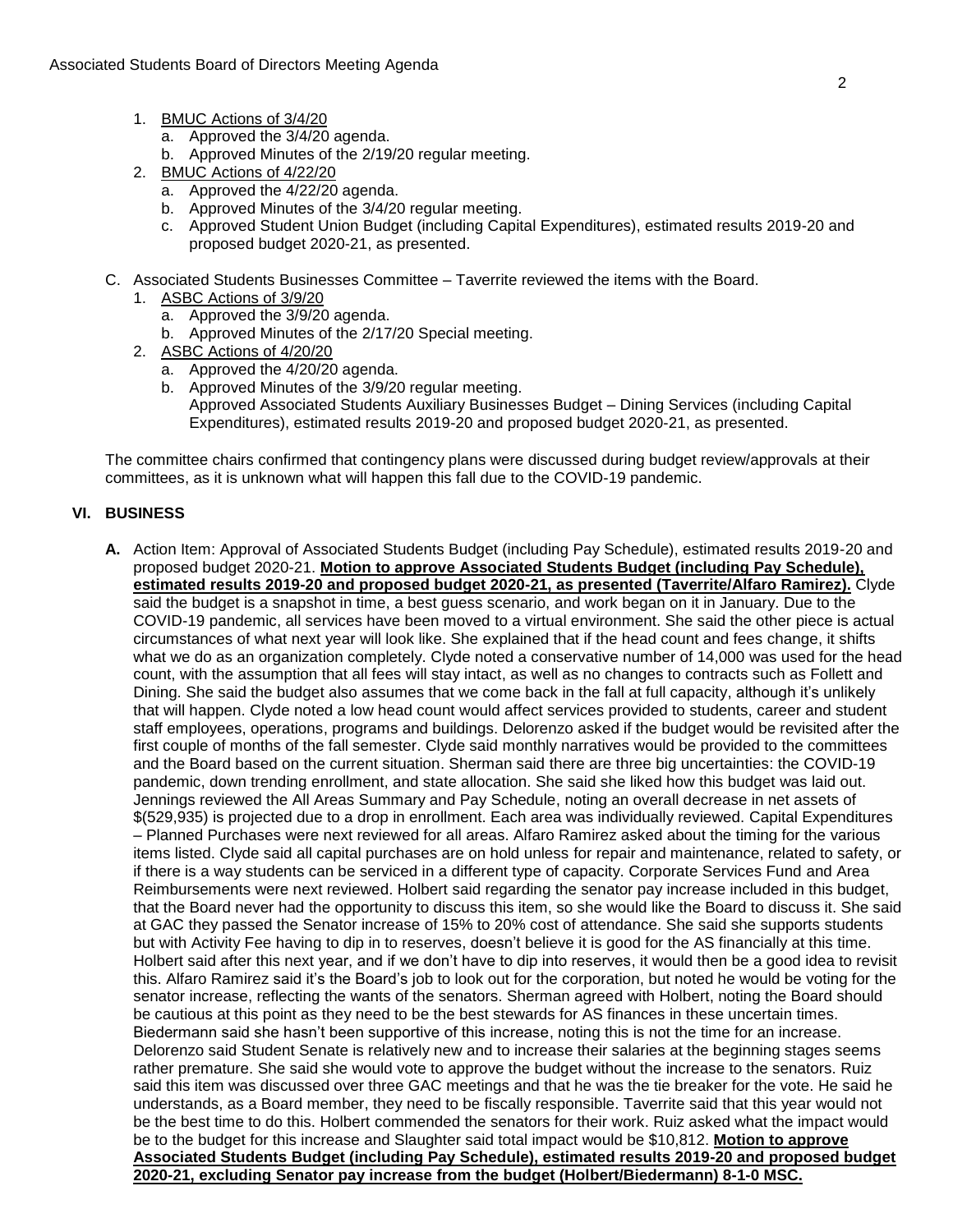1. BMUC Actions of 3/4/20
   a. Approved the 3/4/20 agenda.
   b. Approved Minutes of the 2/19/20 regular meeting.
2. BMUC Actions of 4/22/20
   a. Approved the 4/22/20 agenda.
   b. Approved Minutes of the 3/4/20 regular meeting.
   c. Approved Student Union Budget (including Capital Expenditures), estimated results 2019-20 and proposed budget 2020-21, as presented.

C. Associated Students Businesses Committee – Taverrite reviewed the items with the Board.
   1. ASBC Actions of 3/9/20
      a. Approved the 3/9/20 agenda.
      b. Approved Minutes of the 2/17/20 Special meeting.
   2. ASBC Actions of 4/20/20
      a. Approved the 4/20/20 agenda.
      b. Approved Minutes of the 3/9/20 regular meeting.
      Approved Associated Students Auxiliary Businesses Budget – Dining Services (including Capital Expenditures), estimated results 2019-20 and proposed budget 2020-21, as presented.

The committee chairs confirmed that contingency plans were discussed during budget review/approvals at their committees, as it is unknown what will happen this fall due to the COVID-19 pandemic.

## VI. BUSINESS

**A.** Action Item: Approval of Associated Students Budget (including Pay Schedule), estimated results 2019-20 and proposed budget 2020-21. **Motion to approve Associated Students Budget (including Pay Schedule), estimated results 2019-20 and proposed budget 2020-21, as presented (Taverrite/Alfaro Ramirez).** Clyde said the budget is a snapshot in time, a best guess scenario, and work began on it in January. Due to the COVID-19 pandemic, all services have been moved to a virtual environment. She said the other piece is actual circumstances of what next year will look like. She explained that if the head count and fees change, it shifts what we do as an organization completely. Clyde noted a conservative number of 14,000 was used for the head count, with the assumption that all fees will stay intact, as well as no changes to contracts such as Follett and Dining. She said the budget also assumes that we come back in the fall at full capacity, although it's unlikely that will happen. Clyde noted a low head count would affect services provided to students, career and student staff employees, operations, programs and buildings. Delorenzo asked if the budget would be revisited after the first couple of months of the fall semester. Clyde said monthly narratives would be provided to the committees and the Board based on the current situation. Sherman said there are three big uncertainties: the COVID-19 pandemic, down trending enrollment, and state allocation. She said she liked how this budget was laid out. Jennings reviewed the All Areas Summary and Pay Schedule, noting an overall decrease in net assets of $(529,935) is projected due to a drop in enrollment. Each area was individually reviewed. Capital Expenditures – Planned Purchases were next reviewed for all areas. Alfaro Ramirez asked about the timing for the various items listed. Clyde said all capital purchases are on hold unless for repair and maintenance, related to safety, or if there is a way students can be serviced in a different type of capacity. Corporate Services Fund and Area Reimbursements were next reviewed. Holbert said regarding the senator pay increase included in this budget, that the Board never had the opportunity to discuss this item, so she would like the Board to discuss it. She said at GAC they passed the Senator increase of 15% to 20% cost of attendance. She said she supports students but with Activity Fee having to dip in to reserves, doesn't believe it is good for the AS financially at this time. Holbert said after this next year, and if we don't have to dip into reserves, it would then be a good idea to revisit this. Alfaro Ramirez said it's the Board's job to look out for the corporation, but noted he would be voting for the senator increase, reflecting the wants of the senators. Sherman agreed with Holbert, noting the Board should be cautious at this point as they need to be the best stewards for AS finances in these uncertain times. Biedermann said she hasn't been supportive of this increase, noting this is not the time for an increase. Delorenzo said Student Senate is relatively new and to increase their salaries at the beginning stages seems rather premature. She said she would vote to approve the budget without the increase to the senators. Ruiz said this item was discussed over three GAC meetings and that he was the tie breaker for the vote. He said he understands, as a Board member, they need to be fiscally responsible. Taverrite said that this year would not be the best time to do this. Holbert commended the senators for their work. Ruiz asked what the impact would be to the budget for this increase and Slaughter said total impact would be $10,812. **Motion to approve Associated Students Budget (including Pay Schedule), estimated results 2019-20 and proposed budget 2020-21, excluding Senator pay increase from the budget (Holbert/Biedermann) 8-1-0 MSC.**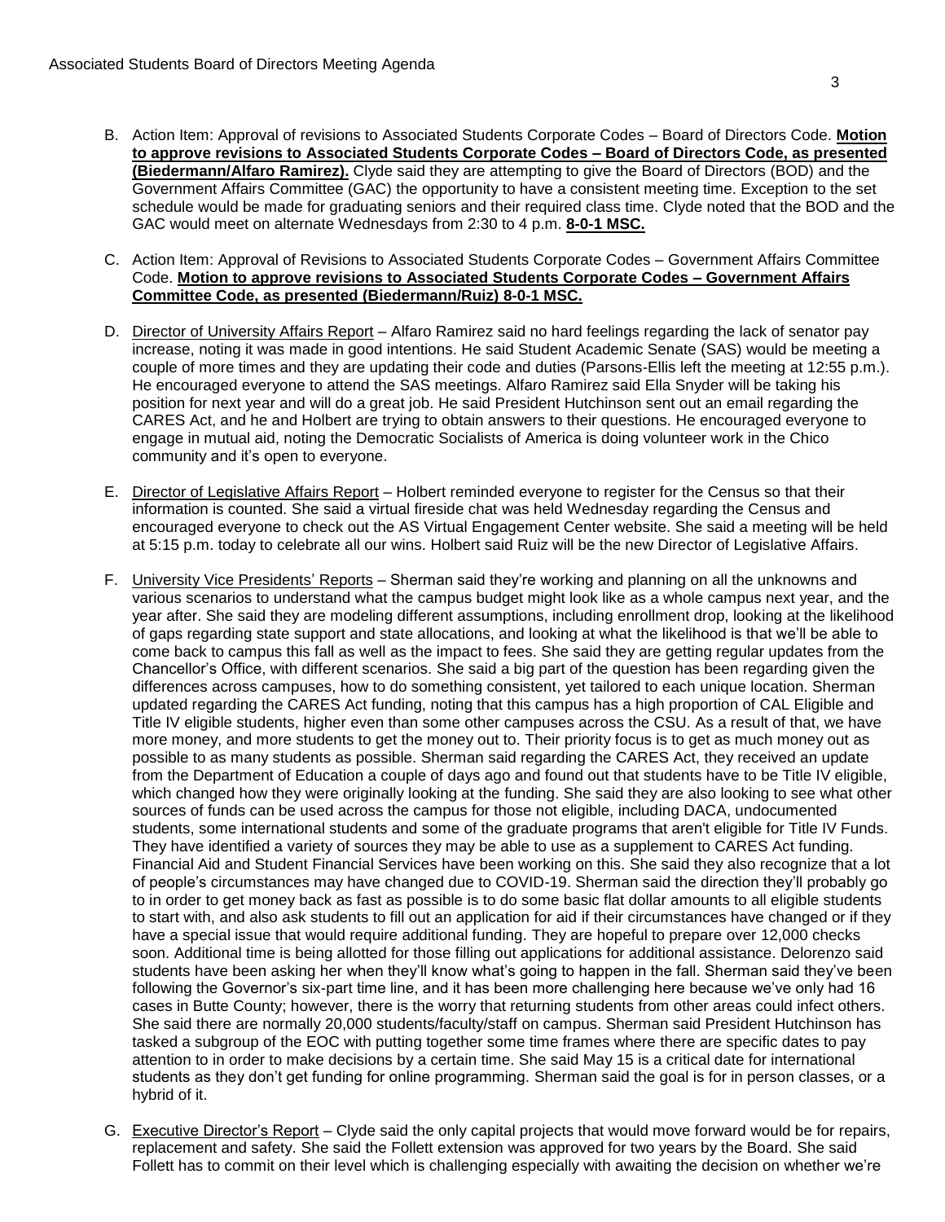B. Action Item: Approval of revisions to Associated Students Corporate Codes – Board of Directors Code. **Motion to approve revisions to Associated Students Corporate Codes – Board of Directors Code, as presented (Biedermann/Alfaro Ramirez).** Clyde said they are attempting to give the Board of Directors (BOD) and the Government Affairs Committee (GAC) the opportunity to have a consistent meeting time. Exception to the set schedule would be made for graduating seniors and their required class time. Clyde noted that the BOD and the GAC would meet on alternate Wednesdays from 2:30 to 4 p.m. **8-0-1 MSC.**

C. Action Item: Approval of Revisions to Associated Students Corporate Codes – Government Affairs Committee Code. **Motion to approve revisions to Associated Students Corporate Codes – Government Affairs Committee Code, as presented (Biedermann/Ruiz) 8-0-1 MSC.**

D. Director of University Affairs Report – Alfaro Ramirez said no hard feelings regarding the lack of senator pay increase, noting it was made in good intentions. He said Student Academic Senate (SAS) would be meeting a couple of more times and they are updating their code and duties (Parsons-Ellis left the meeting at 12:55 p.m.). He encouraged everyone to attend the SAS meetings. Alfaro Ramirez said Ella Snyder will be taking his position for next year and will do a great job. He said President Hutchinson sent out an email regarding the CARES Act, and he and Holbert are trying to obtain answers to their questions. He encouraged everyone to engage in mutual aid, noting the Democratic Socialists of America is doing volunteer work in the Chico community and it's open to everyone.

E. Director of Legislative Affairs Report – Holbert reminded everyone to register for the Census so that their information is counted. She said a virtual fireside chat was held Wednesday regarding the Census and encouraged everyone to check out the AS Virtual Engagement Center website. She said a meeting will be held at 5:15 p.m. today to celebrate all our wins. Holbert said Ruiz will be the new Director of Legislative Affairs.

F. University Vice Presidents' Reports – Sherman said they're working and planning on all the unknowns and various scenarios to understand what the campus budget might look like as a whole campus next year, and the year after. She said they are modeling different assumptions, including enrollment drop, looking at the likelihood of gaps regarding state support and state allocations, and looking at what the likelihood is that we'll be able to come back to campus this fall as well as the impact to fees. She said they are getting regular updates from the Chancellor's Office, with different scenarios. She said a big part of the question has been regarding given the differences across campuses, how to do something consistent, yet tailored to each unique location. Sherman updated regarding the CARES Act funding, noting that this campus has a high proportion of CAL Eligible and Title IV eligible students, higher even than some other campuses across the CSU. As a result of that, we have more money, and more students to get the money out to. Their priority focus is to get as much money out as possible to as many students as possible. Sherman said regarding the CARES Act, they received an update from the Department of Education a couple of days ago and found out that students have to be Title IV eligible, which changed how they were originally looking at the funding. She said they are also looking to see what other sources of funds can be used across the campus for those not eligible, including DACA, undocumented students, some international students and some of the graduate programs that aren't eligible for Title IV Funds. They have identified a variety of sources they may be able to use as a supplement to CARES Act funding. Financial Aid and Student Financial Services have been working on this. She said they also recognize that a lot of people's circumstances may have changed due to COVID-19. Sherman said the direction they'll probably go to in order to get money back as fast as possible is to do some basic flat dollar amounts to all eligible students to start with, and also ask students to fill out an application for aid if their circumstances have changed or if they have a special issue that would require additional funding. They are hopeful to prepare over 12,000 checks soon. Additional time is being allotted for those filling out applications for additional assistance. Delorenzo said students have been asking her when they'll know what's going to happen in the fall. Sherman said they've been following the Governor's six-part time line, and it has been more challenging here because we've only had 16 cases in Butte County; however, there is the worry that returning students from other areas could infect others. She said there are normally 20,000 students/faculty/staff on campus. Sherman said President Hutchinson has tasked a subgroup of the EOC with putting together some time frames where there are specific dates to pay attention to in order to make decisions by a certain time. She said May 15 is a critical date for international students as they don't get funding for online programming. Sherman said the goal is for in person classes, or a hybrid of it.

G. Executive Director's Report – Clyde said the only capital projects that would move forward would be for repairs, replacement and safety. She said the Follett extension was approved for two years by the Board. She said Follett has to commit on their level which is challenging especially with awaiting the decision on whether we're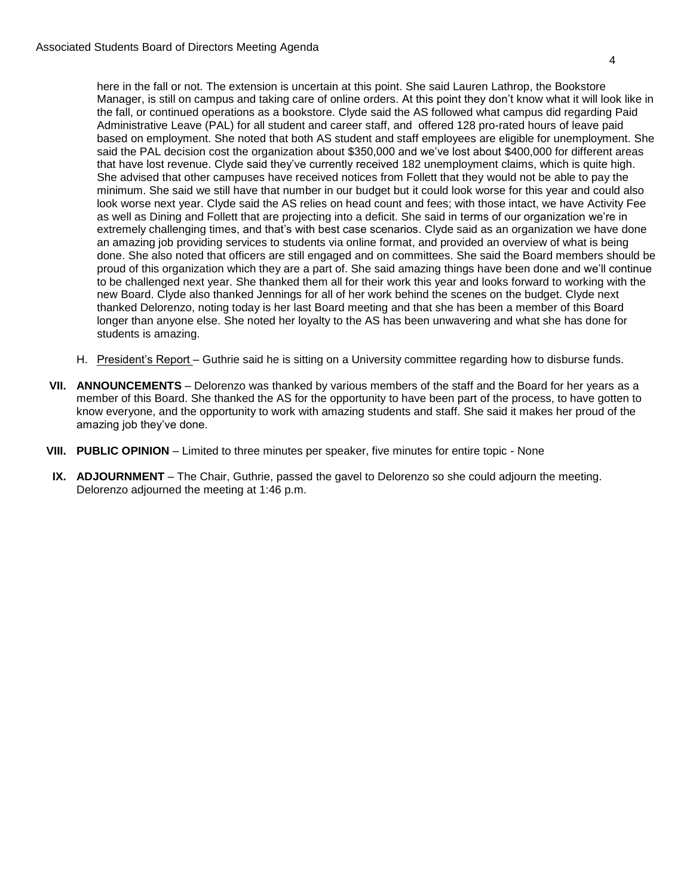here in the fall or not. The extension is uncertain at this point. She said Lauren Lathrop, the Bookstore Manager, is still on campus and taking care of online orders. At this point they don't know what it will look like in the fall, or continued operations as a bookstore. Clyde said the AS followed what campus did regarding Paid Administrative Leave (PAL) for all student and career staff, and offered 128 pro-rated hours of leave paid based on employment. She noted that both AS student and staff employees are eligible for unemployment. She said the PAL decision cost the organization about $350,000 and we've lost about $400,000 for different areas that have lost revenue. Clyde said they've currently received 182 unemployment claims, which is quite high. She advised that other campuses have received notices from Follett that they would not be able to pay the minimum. She said we still have that number in our budget but it could look worse for this year and could also look worse next year. Clyde said the AS relies on head count and fees; with those intact, we have Activity Fee as well as Dining and Follett that are projecting into a deficit. She said in terms of our organization we're in extremely challenging times, and that's with best case scenarios. Clyde said as an organization we have done an amazing job providing services to students via online format, and provided an overview of what is being done. She also noted that officers are still engaged and on committees. She said the Board members should be proud of this organization which they are a part of. She said amazing things have been done and we'll continue to be challenged next year. She thanked them all for their work this year and looks forward to working with the new Board. Clyde also thanked Jennings for all of her work behind the scenes on the budget. Clyde next thanked Delorenzo, noting today is her last Board meeting and that she has been a member of this Board longer than anyone else. She noted her loyalty to the AS has been unwavering and what she has done for students is amazing.

H. President's Report – Guthrie said he is sitting on a University committee regarding how to disburse funds.

**VII. ANNOUNCEMENTS** – Delorenzo was thanked by various members of the staff and the Board for her years as a member of this Board. She thanked the AS for the opportunity to have been part of the process, to have gotten to know everyone, and the opportunity to work with amazing students and staff. She said it makes her proud of the amazing job they've done.

**VIII. PUBLIC OPINION** – Limited to three minutes per speaker, five minutes for entire topic - None

**IX. ADJOURNMENT** – The Chair, Guthrie, passed the gavel to Delorenzo so she could adjourn the meeting. Delorenzo adjourned the meeting at 1:46 p.m.